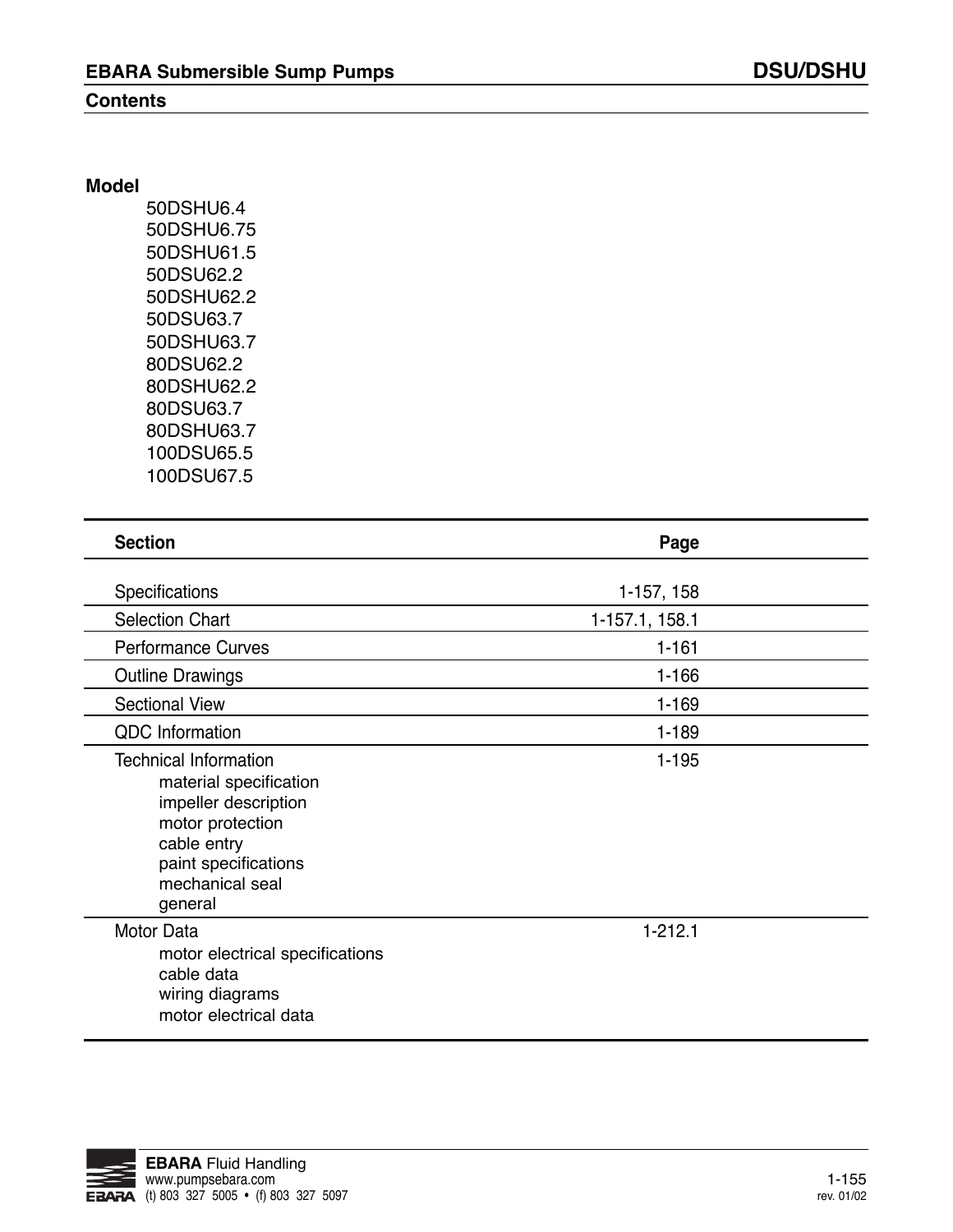# EBARA Submersible Sump Pumps — DSU/DSHU

## Contents

**Model**

- 50DSHU6.4
- 50DSHU6.75
- 50DSHU61.5
- 50DSU62.2
- 50DSHU62.2
- 50DSU63.7
- 50DSHU63.7
- 80DSU62.2
- 80DSHU62.2
- 80DSU63.7
- 80DSHU63.7
- 100DSU65.5
- 100DSU67.5

| Section | Page |
|---|---|
| Specifications | 1-157, 158 |
| Selection Chart | 1-157.1, 158.1 |
| Performance Curves | 1-161 |
| Outline Drawings | 1-166 |
| Sectional View | 1-169 |
| QDC Information | 1-189 |
| Technical Information<br>material specification<br>impeller description<br>motor protection<br>cable entry<br>paint specifications<br>mechanical seal<br>general | 1-195 |
| Motor Data<br>motor electrical specifications<br>cable data<br>wiring diagrams<br>motor electrical data | 1-212.1 |

**EBARA** Fluid Handling
www.pumpsebara.com
(t) 803 327 5005 • (f) 803 327 5097

rev. 01/02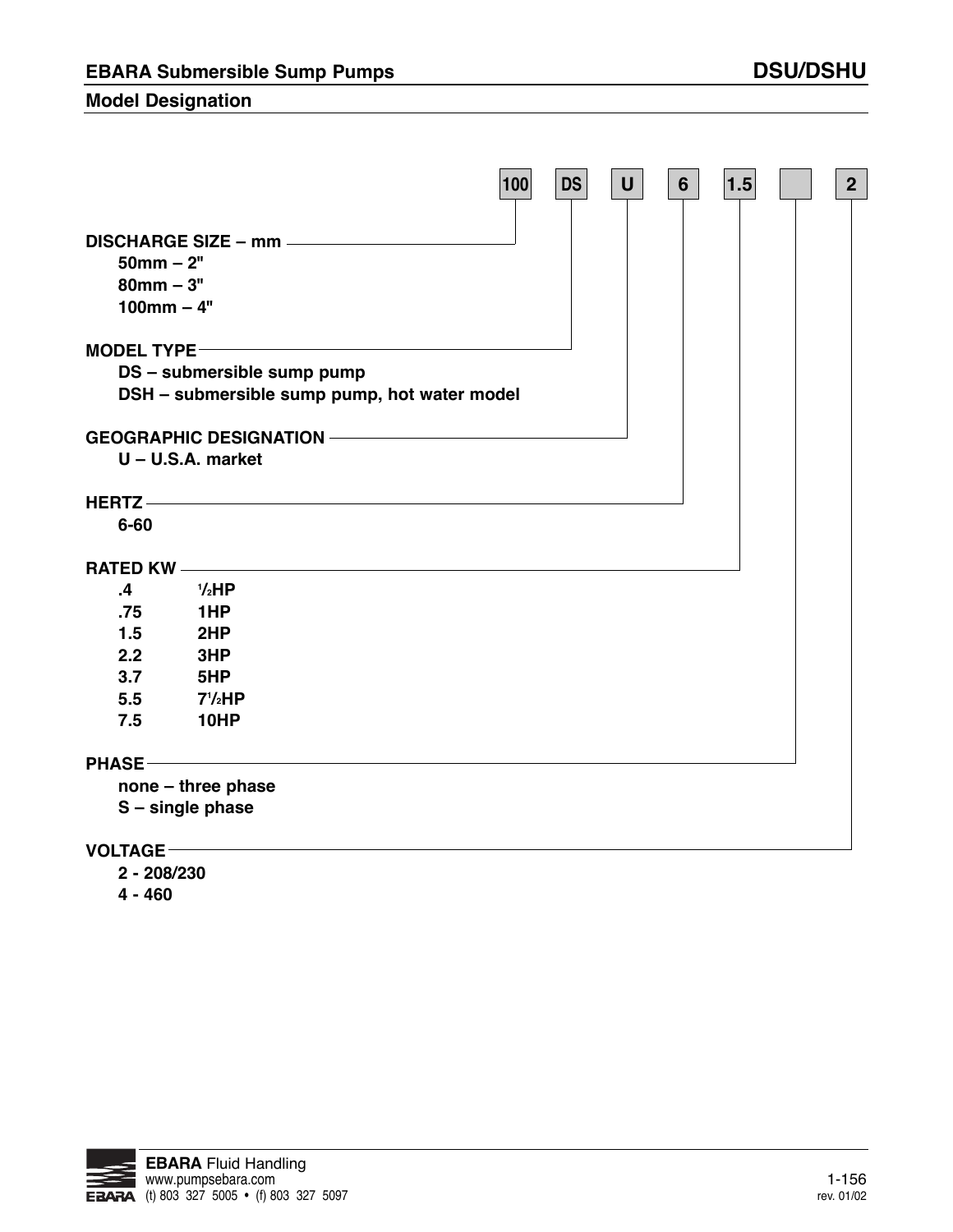# EBARA Submersible Sump Pumps — DSU/DSHU

## Model Designation

| 100 | DS | U | 6 | 1.5 | | 2 |
|---|---|---|---|---|---|---|

**DISCHARGE SIZE – mm**
- 50mm – 2"
- 80mm – 3"
- 100mm – 4"

**MODEL TYPE**
- DS – submersible sump pump
- DSH – submersible sump pump, hot water model

**GEOGRAPHIC DESIGNATION**
- U – U.S.A. market

**HERTZ**
- 6-60

**RATED KW**

| | |
|---|---|
| .4 | ½HP |
| .75 | 1HP |
| 1.5 | 2HP |
| 2.2 | 3HP |
| 3.7 | 5HP |
| 5.5 | 7½HP |
| 7.5 | 10HP |

**PHASE**
- none – three phase
- S – single phase

**VOLTAGE**
- 2 - 208/230
- 4 - 460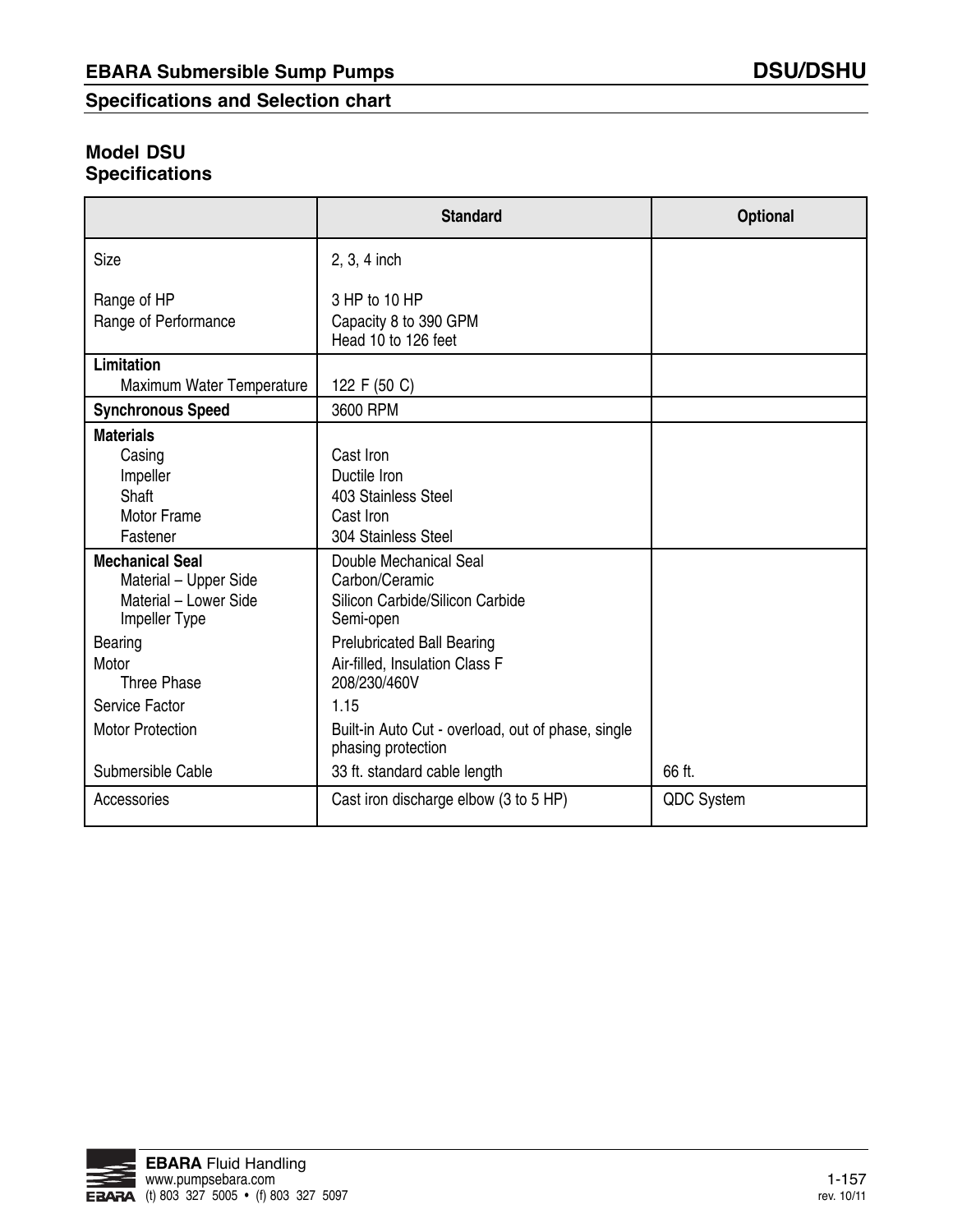## Specifications and Selection chart

### Model DSU
### Specifications

| | Standard | Optional |
|---|---|---|
| Size | 2, 3, 4 inch | |
| Range of HP | 3 HP to 10 HP | |
| Range of Performance | Capacity 8 to 390 GPM<br>Head 10 to 126 feet | |
| **Limitation** | | |
| Maximum Water Temperature | 122 F (50 C) | |
| **Synchronous Speed** | 3600 RPM | |
| **Materials** | | |
| Casing | Cast Iron | |
| Impeller | Ductile Iron | |
| Shaft | 403 Stainless Steel | |
| Motor Frame | Cast Iron | |
| Fastener | 304 Stainless Steel | |
| **Mechanical Seal** | Double Mechanical Seal | |
| Material – Upper Side | Carbon/Ceramic | |
| Material – Lower Side | Silicon Carbide/Silicon Carbide | |
| Impeller Type | Semi-open | |
| Bearing | Prelubricated Ball Bearing | |
| Motor | Air-filled, Insulation Class F | |
| Three Phase | 208/230/460V | |
| Service Factor | 1.15 | |
| Motor Protection | Built-in Auto Cut - overload, out of phase, single phasing protection | |
| Submersible Cable | 33 ft. standard cable length | 66 ft. |
| Accessories | Cast iron discharge elbow (3 to 5 HP) | QDC System |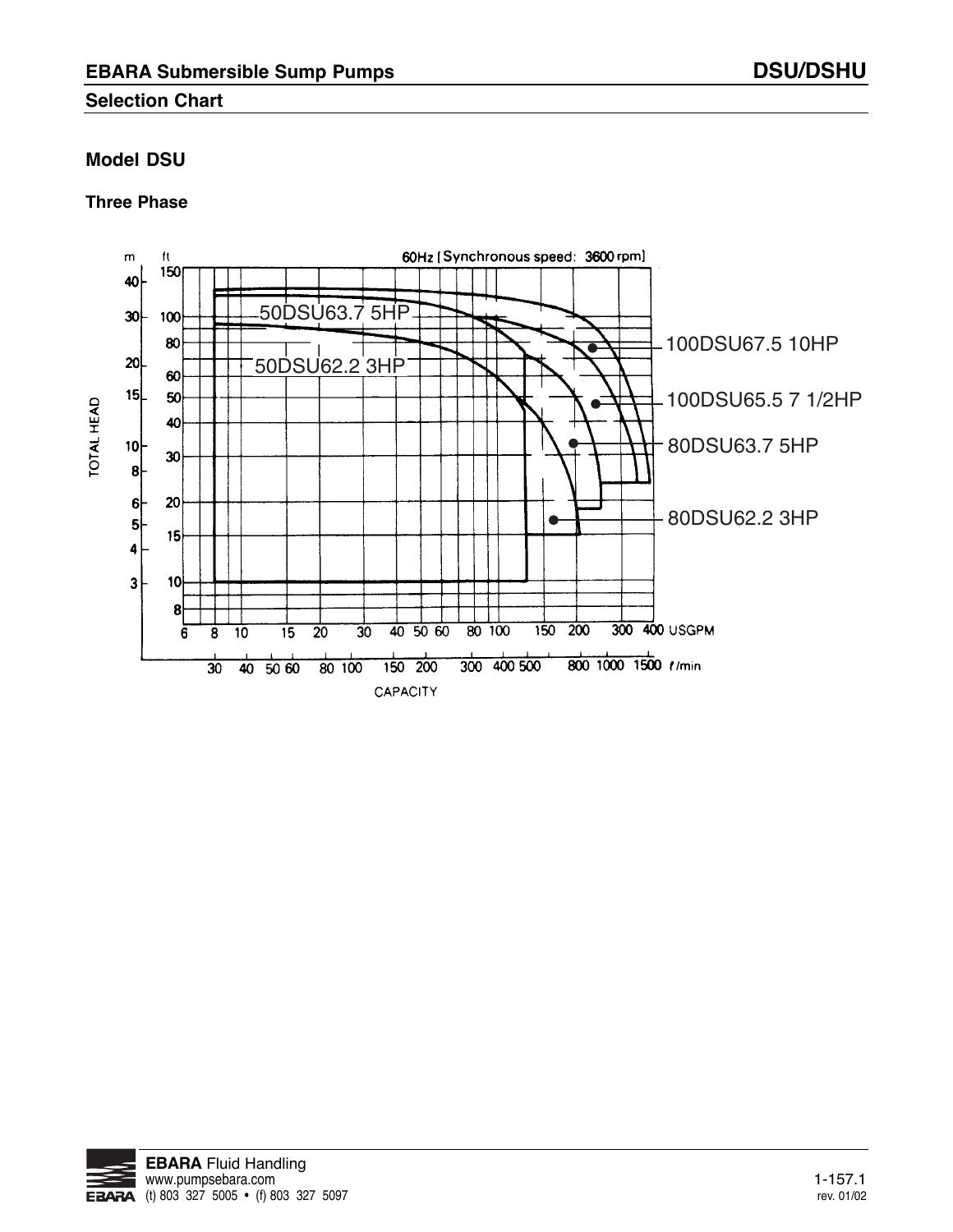## Selection Chart

### Model DSU

#### Three Phase

60Hz [Synchronous speed: 3600 rpm]

TOTAL HEAD (m / ft)

CAPACITY (USGPM / ℓ/min)

50DSU63.7 5HP

50DSU62.2 3HP

100DSU67.5 10HP

100DSU65.5 7 1/2HP

80DSU63.7 5HP

80DSU62.2 3HP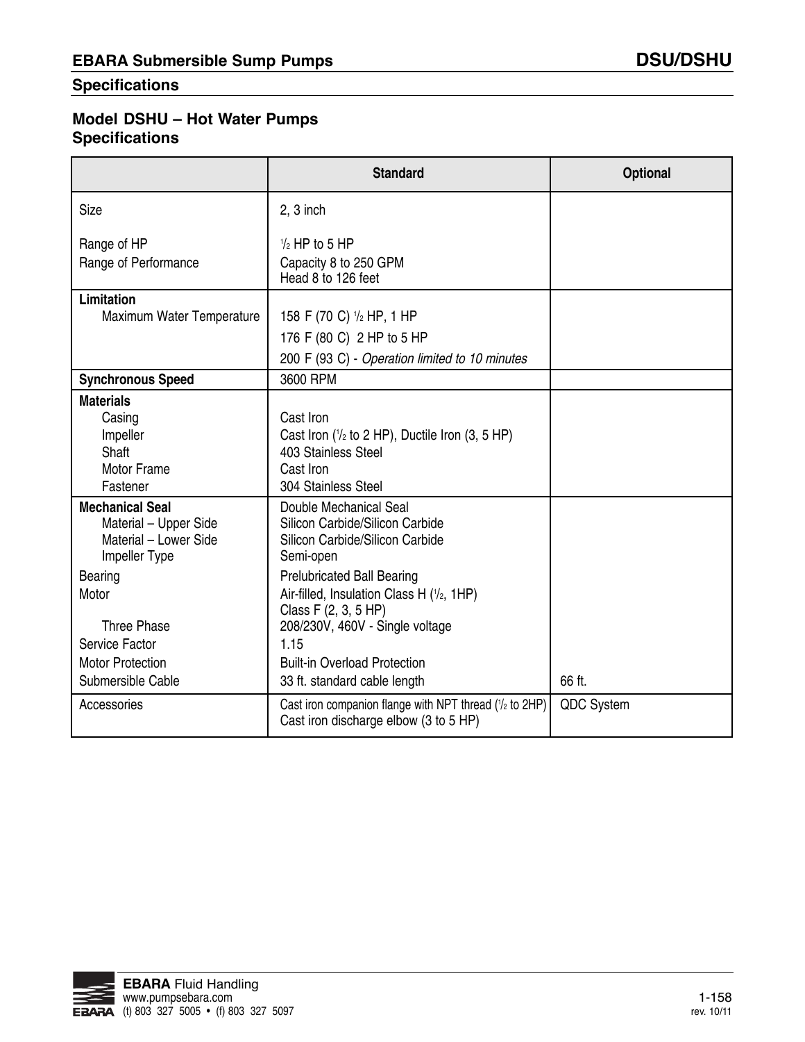## Specifications

### Model DSHU – Hot Water Pumps Specifications

| | Standard | Optional |
|---|---|---|
| Size | 2, 3 inch | |
| Range of HP | 1/2 HP to 5 HP | |
| Range of Performance | Capacity 8 to 250 GPM<br>Head 8 to 126 feet | |
| **Limitation** | | |
| Maximum Water Temperature | 158 F (70 C) 1/2 HP, 1 HP | |
| | 176 F (80 C) 2 HP to 5 HP | |
| | 200 F (93 C) - *Operation limited to 10 minutes* | |
| **Synchronous Speed** | 3600 RPM | |
| **Materials** | | |
| Casing | Cast Iron | |
| Impeller | Cast Iron (1/2 to 2 HP), Ductile Iron (3, 5 HP) | |
| Shaft | 403 Stainless Steel | |
| Motor Frame | Cast Iron | |
| Fastener | 304 Stainless Steel | |
| **Mechanical Seal** | Double Mechanical Seal | |
| Material – Upper Side | Silicon Carbide/Silicon Carbide | |
| Material – Lower Side | Silicon Carbide/Silicon Carbide | |
| Impeller Type | Semi-open | |
| Bearing | Prelubricated Ball Bearing | |
| Motor | Air-filled, Insulation Class H (1/2, 1HP)<br>Class F (2, 3, 5 HP) | |
| Three Phase | 208/230V, 460V - Single voltage | |
| Service Factor | 1.15 | |
| Motor Protection | Built-in Overload Protection | |
| Submersible Cable | 33 ft. standard cable length | 66 ft. |
| Accessories | Cast iron companion flange with NPT thread (1/2 to 2HP)<br>Cast iron discharge elbow (3 to 5 HP) | QDC System |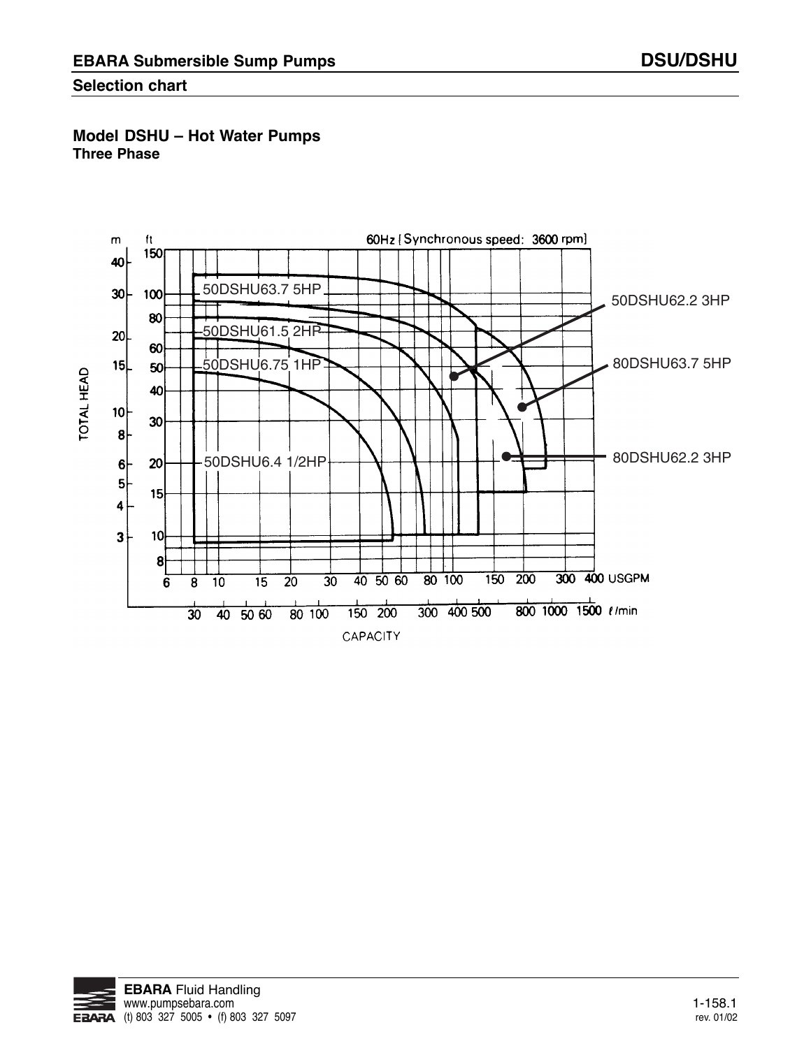## EBARA Submersible Sump Pumps

**DSU/DSHU**

### Selection chart

**Model DSHU – Hot Water Pumps**
**Three Phase**

60Hz [Synchronous speed: 3600 rpm]

TOTAL HEAD (m / ft)

CAPACITY (USGPM / ℓ/min)

50DSHU63.7 5HP

50DSHU62.2 3HP

50DSHU61.5 2HP

50DSHU6.75 1HP

80DSHU63.7 5HP

80DSHU62.2 3HP

50DSHU6.4 1/2HP

**EBARA** Fluid Handling
www.pumpsebara.com
(t) 803 327 5005 • (f) 803 327 5097

1-158.1
rev. 01/02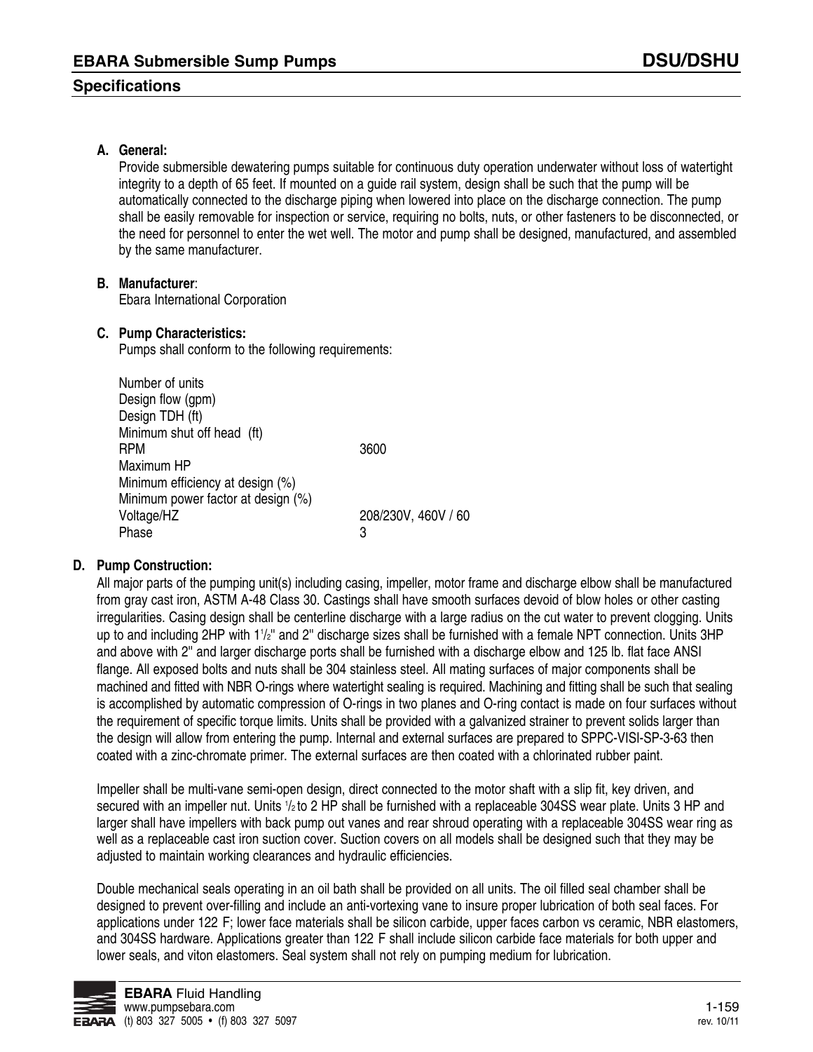## EBARA Submersible Sump Pumps — DSU/DSHU

### Specifications

**A. General:**

Provide submersible dewatering pumps suitable for continuous duty operation underwater without loss of watertight integrity to a depth of 65 feet. If mounted on a guide rail system, design shall be such that the pump will be automatically connected to the discharge piping when lowered into place on the discharge connection. The pump shall be easily removable for inspection or service, requiring no bolts, nuts, or other fasteners to be disconnected, or the need for personnel to enter the wet well. The motor and pump shall be designed, manufactured, and assembled by the same manufacturer.

**B. Manufacturer:**

Ebara International Corporation

**C. Pump Characteristics:**

Pumps shall conform to the following requirements:

| | |
|---|---|
| Number of units | |
| Design flow (gpm) | |
| Design TDH (ft) | |
| Minimum shut off head (ft) | |
| RPM | 3600 |
| Maximum HP | |
| Minimum efficiency at design (%) | |
| Minimum power factor at design (%) | |
| Voltage/HZ | 208/230V, 460V / 60 |
| Phase | 3 |

**D. Pump Construction:**

All major parts of the pumping unit(s) including casing, impeller, motor frame and discharge elbow shall be manufactured from gray cast iron, ASTM A-48 Class 30. Castings shall have smooth surfaces devoid of blow holes or other casting irregularities. Casing design shall be centerline discharge with a large radius on the cut water to prevent clogging. Units up to and including 2HP with 1½" and 2" discharge sizes shall be furnished with a female NPT connection. Units 3HP and above with 2" and larger discharge ports shall be furnished with a discharge elbow and 125 lb. flat face ANSI flange. All exposed bolts and nuts shall be 304 stainless steel. All mating surfaces of major components shall be machined and fitted with NBR O-rings where watertight sealing is required. Machining and fitting shall be such that sealing is accomplished by automatic compression of O-rings in two planes and O-ring contact is made on four surfaces without the requirement of specific torque limits. Units shall be provided with a galvanized strainer to prevent solids larger than the design will allow from entering the pump. Internal and external surfaces are prepared to SPPC-VISI-SP-3-63 then coated with a zinc-chromate primer. The external surfaces are then coated with a chlorinated rubber paint.

Impeller shall be multi-vane semi-open design, direct connected to the motor shaft with a slip fit, key driven, and secured with an impeller nut. Units ½ to 2 HP shall be furnished with a replaceable 304SS wear plate. Units 3 HP and larger shall have impellers with back pump out vanes and rear shroud operating with a replaceable 304SS wear ring as well as a replaceable cast iron suction cover. Suction covers on all models shall be designed such that they may be adjusted to maintain working clearances and hydraulic efficiencies.

Double mechanical seals operating in an oil bath shall be provided on all units. The oil filled seal chamber shall be designed to prevent over-filling and include an anti-vortexing vane to insure proper lubrication of both seal faces. For applications under 122 F; lower face materials shall be silicon carbide, upper faces carbon vs ceramic, NBR elastomers, and 304SS hardware. Applications greater than 122 F shall include silicon carbide face materials for both upper and lower seals, and viton elastomers. Seal system shall not rely on pumping medium for lubrication.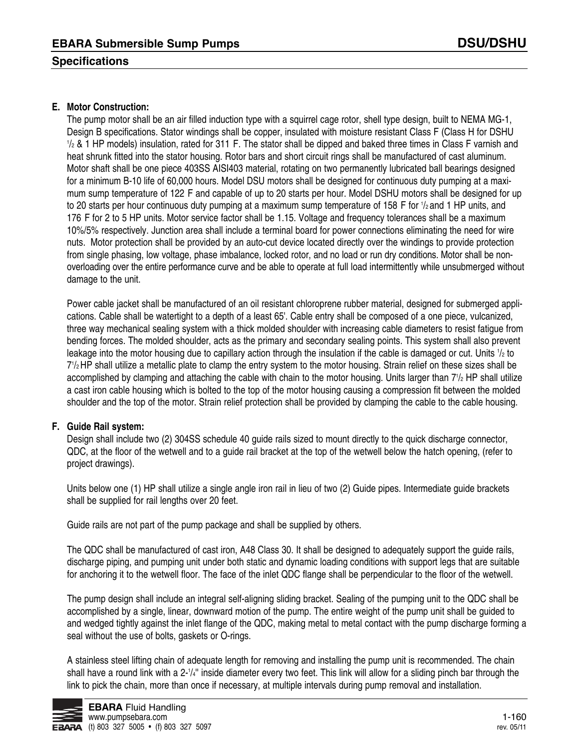## Specifications

**E. Motor Construction:**

The pump motor shall be an air filled induction type with a squirrel cage rotor, shell type design, built to NEMA MG-1, Design B specifications. Stator windings shall be copper, insulated with moisture resistant Class F (Class H for DSHU 1/2 & 1 HP models) insulation, rated for 311 F. The stator shall be dipped and baked three times in Class F varnish and heat shrunk fitted into the stator housing. Rotor bars and short circuit rings shall be manufactured of cast aluminum. Motor shaft shall be one piece 403SS AISI403 material, rotating on two permanently lubricated ball bearings designed for a minimum B-10 life of 60,000 hours. Model DSU motors shall be designed for continuous duty pumping at a maximum sump temperature of 122 F and capable of up to 20 starts per hour. Model DSHU motors shall be designed for up to 20 starts per hour continuous duty pumping at a maximum sump temperature of 158 F for 1/2 and 1 HP units, and 176 F for 2 to 5 HP units. Motor service factor shall be 1.15. Voltage and frequency tolerances shall be a maximum 10%/5% respectively. Junction area shall include a terminal board for power connections eliminating the need for wire nuts. Motor protection shall be provided by an auto-cut device located directly over the windings to provide protection from single phasing, low voltage, phase imbalance, locked rotor, and no load or run dry conditions. Motor shall be non-overloading over the entire performance curve and be able to operate at full load intermittently while unsubmerged without damage to the unit.

Power cable jacket shall be manufactured of an oil resistant chloroprene rubber material, designed for submerged applications. Cable shall be watertight to a depth of a least 65'. Cable entry shall be composed of a one piece, vulcanized, three way mechanical sealing system with a thick molded shoulder with increasing cable diameters to resist fatigue from bending forces. The molded shoulder, acts as the primary and secondary sealing points. This system shall also prevent leakage into the motor housing due to capillary action through the insulation if the cable is damaged or cut. Units 1/2 to 7 1/2 HP shall utilize a metallic plate to clamp the entry system to the motor housing. Strain relief on these sizes shall be accomplished by clamping and attaching the cable with chain to the motor housing. Units larger than 7 1/2 HP shall utilize a cast iron cable housing which is bolted to the top of the motor housing causing a compression fit between the molded shoulder and the top of the motor. Strain relief protection shall be provided by clamping the cable to the cable housing.

**F. Guide Rail system:**

Design shall include two (2) 304SS schedule 40 guide rails sized to mount directly to the quick discharge connector, QDC, at the floor of the wetwell and to a guide rail bracket at the top of the wetwell below the hatch opening, (refer to project drawings).

Units below one (1) HP shall utilize a single angle iron rail in lieu of two (2) Guide pipes. Intermediate guide brackets shall be supplied for rail lengths over 20 feet.

Guide rails are not part of the pump package and shall be supplied by others.

The QDC shall be manufactured of cast iron, A48 Class 30. It shall be designed to adequately support the guide rails, discharge piping, and pumping unit under both static and dynamic loading conditions with support legs that are suitable for anchoring it to the wetwell floor. The face of the inlet QDC flange shall be perpendicular to the floor of the wetwell.

The pump design shall include an integral self-aligning sliding bracket. Sealing of the pumping unit to the QDC shall be accomplished by a single, linear, downward motion of the pump. The entire weight of the pump unit shall be guided to and wedged tightly against the inlet flange of the QDC, making metal to metal contact with the pump discharge forming a seal without the use of bolts, gaskets or O-rings.

A stainless steel lifting chain of adequate length for removing and installing the pump unit is recommended. The chain shall have a round link with a 2-1/4" inside diameter every two feet. This link will allow for a sliding pinch bar through the link to pick the chain, more than once if necessary, at multiple intervals during pump removal and installation.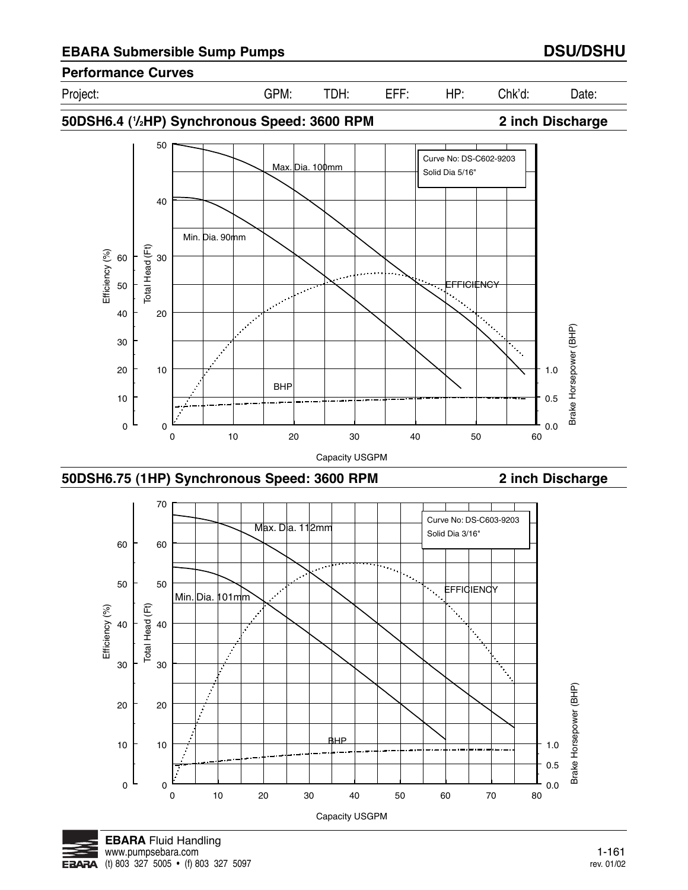## EBARA Submersible Sump Pumps — DSU/DSHU

### Performance Curves

Project: GPM: TDH: EFF: HP: Chk'd: Date:

### 50DSH6.4 (½HP) Synchronous Speed: 3600 RPM — 2 inch Discharge

Curve No: DS-C602-9203
Solid Dia 5/16"

Max. Dia. 100mm

Min. Dia. 90mm

EFFICIENCY

BHP

Efficiency (%): 0, 10, 20, 30, 40, 50, 60

Total Head (Ft): 0, 10, 20, 30, 40, 50

Brake Horsepower (BHP): 0.0, 0.5, 1.0

Capacity USGPM: 0, 10, 20, 30, 40, 50, 60

### 50DSH6.75 (1HP) Synchronous Speed: 3600 RPM — 2 inch Discharge

Curve No: DS-C603-9203
Solid Dia 3/16"

Max. Dia. 112mm

Min. Dia. 101mm

EFFICIENCY

BHP

Efficiency (%): 0, 10, 20, 30, 40, 50, 60

Total Head (Ft): 0, 10, 20, 30, 40, 50, 60, 70

Brake Horsepower (BHP): 0.0, 0.5, 1.0

Capacity USGPM: 0, 10, 20, 30, 40, 50, 60, 70, 80

**EBARA** Fluid Handling
www.pumpsebara.com
(t) 803 327 5005 • (f) 803 327 5097

rev. 01/02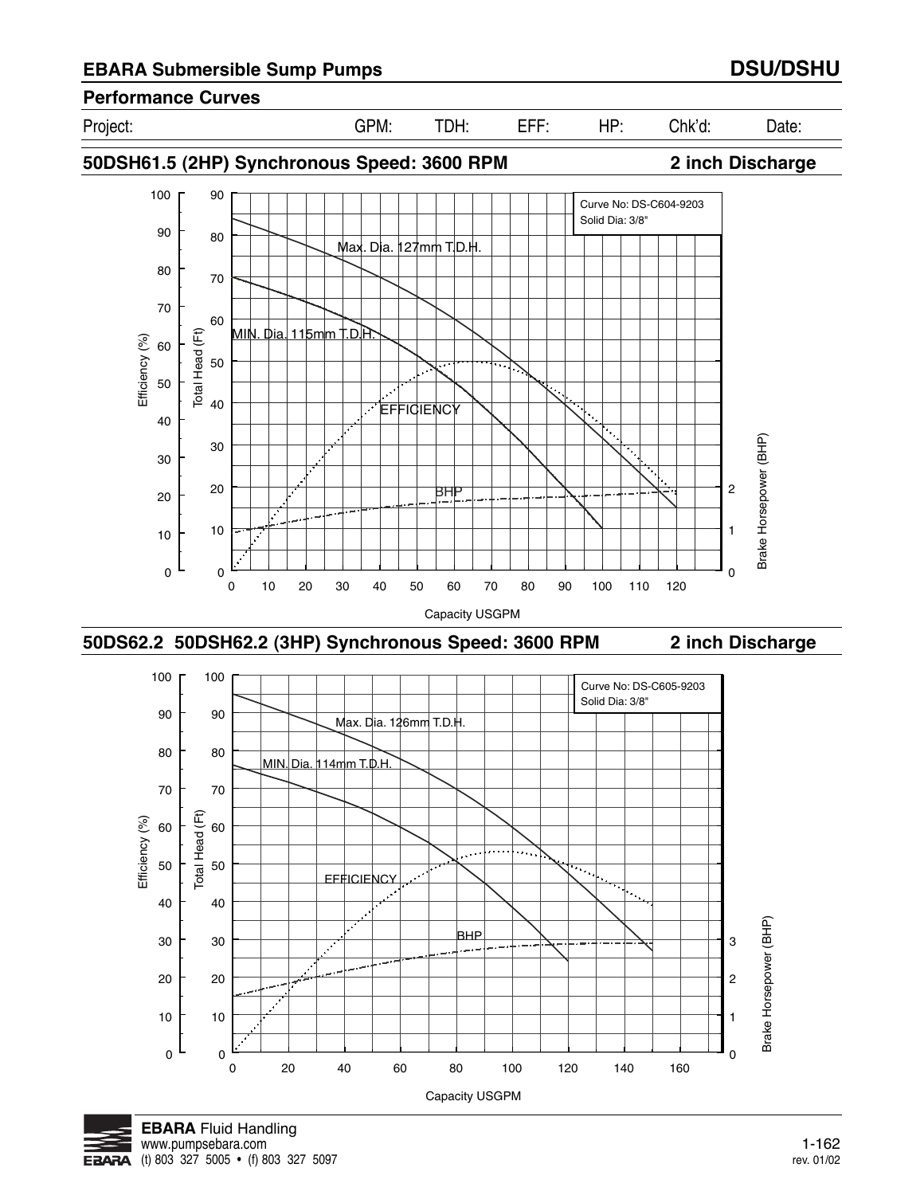## EBARA Submersible Sump Pumps

## DSU/DSHU

### Performance Curves

| Project: | GPM: | TDH: | EFF: | HP: | Chk'd: | Date: |
|---|---|---|---|---|---|---|

### 50DSH61.5 (2HP) Synchronous Speed: 3600 RPM — 2 inch Discharge

Curve No: DS-C604-9203
Solid Dia: 3/8"

Max. Dia. 127mm T.D.H.

MIN. Dia. 115mm T.D.H.

EFFICIENCY

BHP

Efficiency (%): 0, 10, 20, 30, 40, 50, 60, 70, 80, 90, 100

Total Head (Ft): 0, 10, 20, 30, 40, 50, 60, 70, 80, 90

Brake Horsepower (BHP): 0, 1, 2

Capacity USGPM: 0, 10, 20, 30, 40, 50, 60, 70, 80, 90, 100, 110, 120

### 50DS62.2 50DSH62.2 (3HP) Synchronous Speed: 3600 RPM — 2 inch Discharge

Curve No: DS-C605-9203
Solid Dia: 3/8"

Max. Dia. 126mm T.D.H.

MIN. Dia. 114mm T.D.H.

EFFICIENCY

BHP

Efficiency (%): 0, 10, 20, 30, 40, 50, 60, 70, 80, 90, 100

Total Head (Ft): 0, 10, 20, 30, 40, 50, 60, 70, 80, 90, 100

Brake Horsepower (BHP): 0, 1, 2, 3

Capacity USGPM: 0, 20, 40, 60, 80, 100, 120, 140, 160

**EBARA** Fluid Handling
www.pumpsebara.com
(t) 803 327 5005 • (f) 803 327 5097

rev. 01/02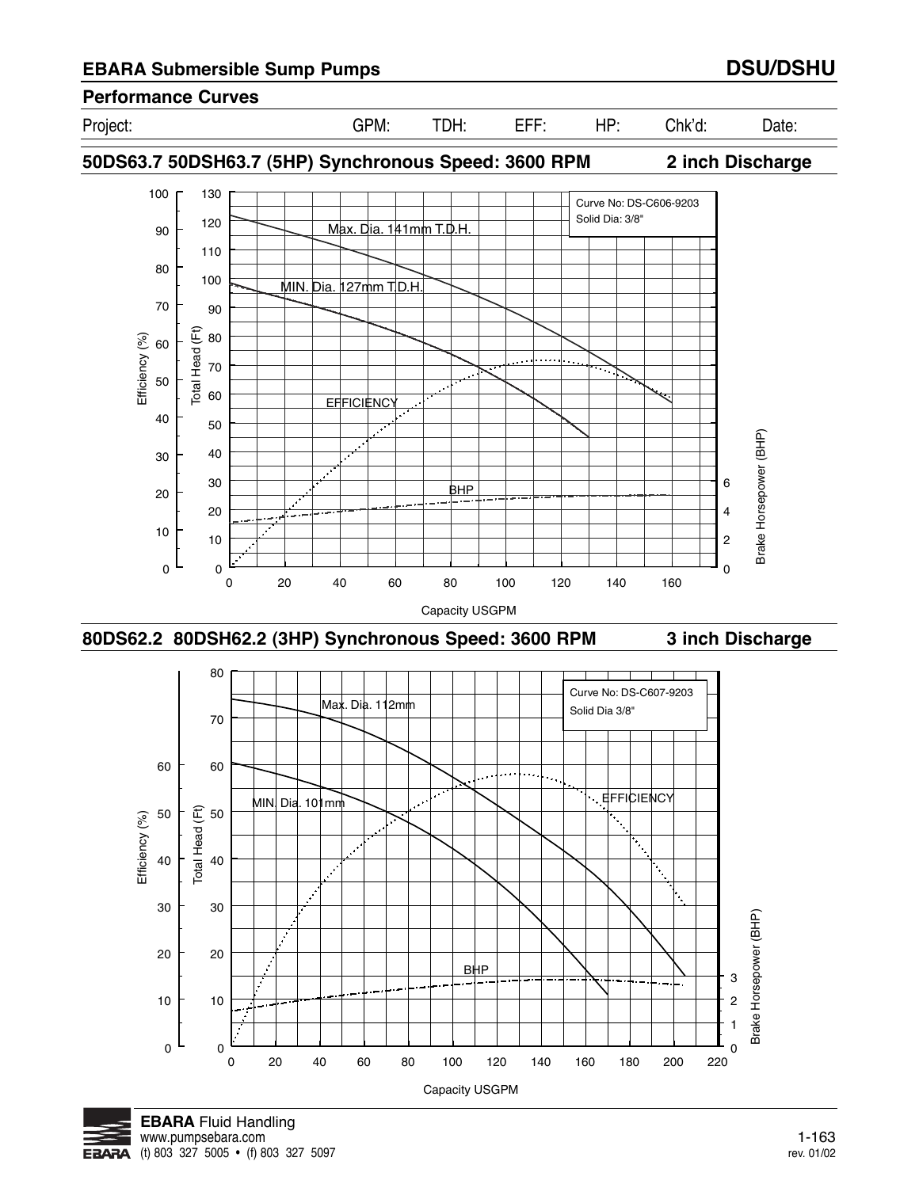## EBARA Submersible Sump Pumps — DSU/DSHU

### Performance Curves

| Project: | GPM: | TDH: | EFF: | HP: | Chk'd: | Date: |
|---|---|---|---|---|---|---|

### 50DS63.7 50DSH63.7 (5HP) Synchronous Speed: 3600 RPM — 2 inch Discharge

Curve No: DS-C606-9203
Solid Dia: 3/8"

Max. Dia. 141mm T.D.H.

MIN. Dia. 127mm T.D.H.

EFFICIENCY

BHP

Efficiency (%) | Total Head (Ft) | Brake Horsepower (BHP)

Capacity USGPM

### 80DS62.2 80DSH62.2 (3HP) Synchronous Speed: 3600 RPM — 3 inch Discharge

Curve No: DS-C607-9203
Solid Dia 3/8"

Max. Dia. 112mm

MIN. Dia. 101mm

EFFICIENCY

BHP

Efficiency (%) | Total Head (Ft) | Brake Horsepower (BHP)

Capacity USGPM

**EBARA** Fluid Handling
www.pumpsebara.com
(t) 803 327 5005 • (f) 803 327 5097

rev. 01/02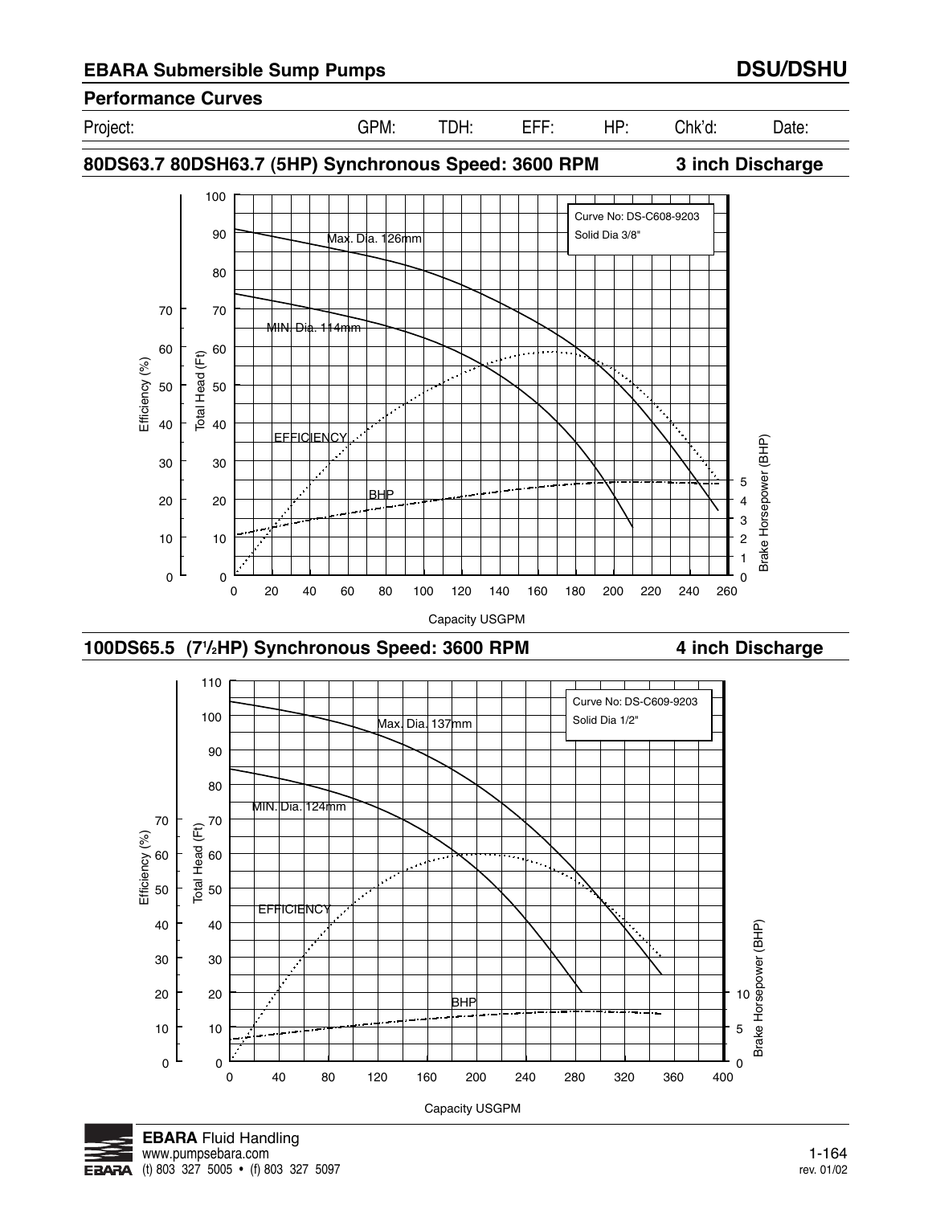## EBARA Submersible Sump Pumps — DSU/DSHU

### Performance Curves

| Project: | GPM: | TDH: | EFF: | HP: | Chk'd: | Date: |
|---|---|---|---|---|---|---|

### 80DS63.7 80DSH63.7 (5HP) Synchronous Speed: 3600 RPM — 3 inch Discharge

Curve No: DS-C608-9203
Solid Dia 3/8"

Max. Dia. 126mm

MIN. Dia. 114mm

EFFICIENCY

BHP

Efficiency (%): 0, 10, 20, 30, 40, 50, 60, 70

Total Head (Ft): 0, 10, 20, 30, 40, 50, 60, 70, 80, 90, 100

Brake Horsepower (BHP): 0, 1, 2, 3, 4, 5

Capacity USGPM: 0, 20, 40, 60, 80, 100, 120, 140, 160, 180, 200, 220, 240, 260

### 100DS65.5 (7½HP) Synchronous Speed: 3600 RPM — 4 inch Discharge

Curve No: DS-C609-9203
Solid Dia 1/2"

Max. Dia. 137mm

MIN. Dia. 124mm

EFFICIENCY

BHP

Efficiency (%): 0, 10, 20, 30, 40, 50, 60, 70

Total Head (Ft): 0, 10, 20, 30, 40, 50, 60, 70, 80, 90, 100, 110

Brake Horsepower (BHP): 0, 5, 10

Capacity USGPM: 0, 40, 80, 120, 160, 200, 240, 280, 320, 360, 400

**EBARA** Fluid Handling
www.pumpsebara.com
(t) 803 327 5005 • (f) 803 327 5097

rev. 01/02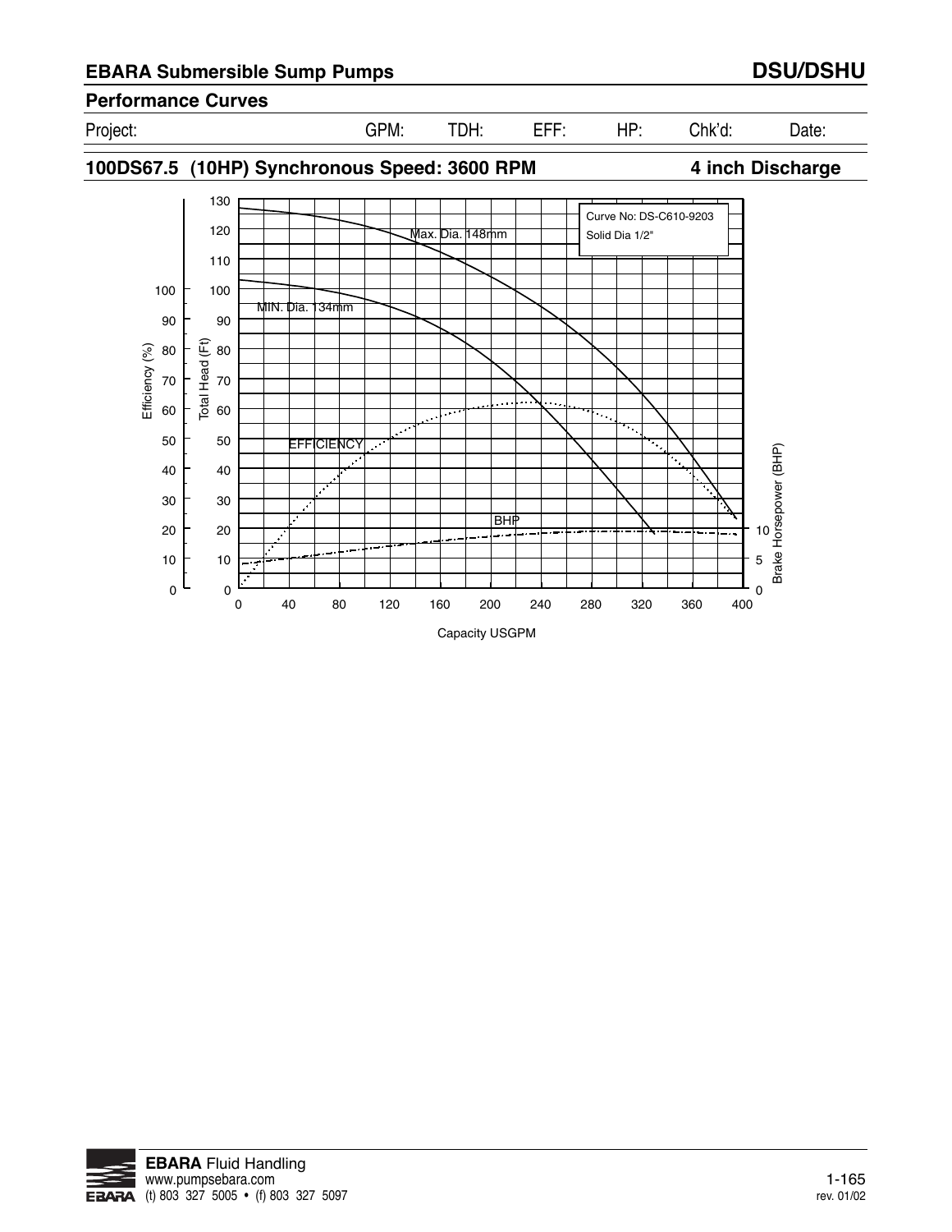## EBARA Submersible Sump Pumps — DSU/DSHU

### Performance Curves

| Project: | GPM: | TDH: | EFF: | HP: | Chk'd: | Date: |
|---|---|---|---|---|---|---|
| | | | | | | |

### 100DS67.5 (10HP) Synchronous Speed: 3600 RPM — 4 inch Discharge

Curve No: DS-C610-9203
Solid Dia 1/2"

Max. Dia. 148mm

MIN. Dia. 134mm

EFFICIENCY

BHP

Efficiency (%): 0, 10, 20, 30, 40, 50, 60, 70, 80, 90, 100

Total Head (Ft): 0, 10, 20, 30, 40, 50, 60, 70, 80, 90, 100, 110, 120, 130

Brake Horsepower (BHP): 0, 5, 10

Capacity USGPM: 0, 40, 80, 120, 160, 200, 240, 280, 320, 360, 400

**EBARA** Fluid Handling
www.pumpsebara.com
(t) 803 327 5005 • (f) 803 327 5097

rev. 01/02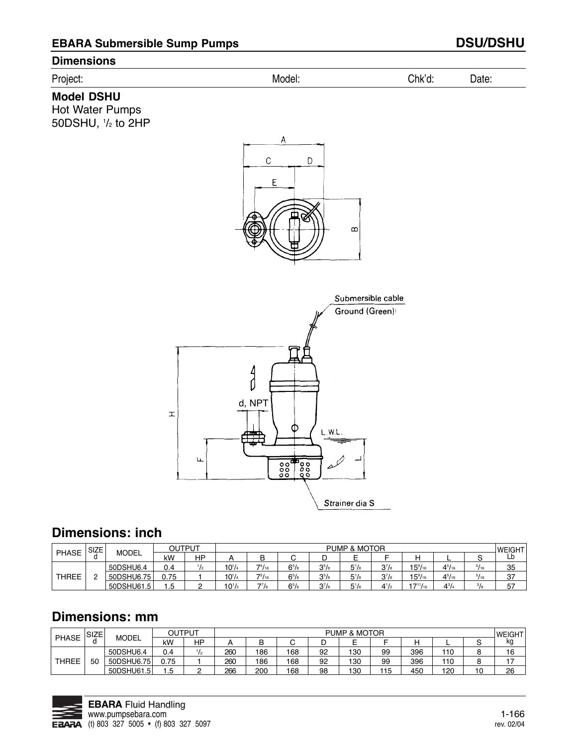## EBARA Submersible Sump Pumps — DSU/DSHU

### Dimensions

Project: Model: Chk'd: Date:

**Model DSHU**
Hot Water Pumps
50DSHU, 1/2 to 2HP

Submersible cable
Ground (Green)
d, NPT
L.W.L.
Strainer dia S

## Dimensions: inch

| PHASE | SIZE d | MODEL | OUTPUT | | PUMP & MOTOR | | | | | | | | | WEIGHT |
|---|---|---|---|---|---|---|---|---|---|---|---|---|---|---|
| | | | kW | HP | A | B | C | D | E | F | H | L | S | Lb |
| THREE | 2 | 50DSHU6.4 | 0.4 | 1/2 | 10 1/4 | 7 5/16 | 6 5/8 | 3 5/8 | 5 1/8 | 3 7/8 | 15 9/16 | 4 5/16 | 5/16 | 35 |
| | | 50DSHU6.75 | 0.75 | 1 | 10 1/4 | 7 5/16 | 6 5/8 | 3 5/8 | 5 1/8 | 3 7/8 | 15 9/16 | 4 5/16 | 5/16 | 37 |
| | | 50DSHU61.5 | 1.5 | 2 | 10 1/2 | 7 7/8 | 6 5/8 | 3 7/8 | 5 1/8 | 4 1/2 | 17 11/16 | 4 3/4 | 3/8 | 57 |

## Dimensions: mm

| PHASE | SIZE d | MODEL | OUTPUT | | PUMP & MOTOR | | | | | | | | | WEIGHT |
|---|---|---|---|---|---|---|---|---|---|---|---|---|---|---|
| | | | kW | HP | A | B | C | D | E | F | H | L | S | kg |
| THREE | 50 | 50DSHU6.4 | 0.4 | 1/2 | 260 | 186 | 168 | 92 | 130 | 99 | 396 | 110 | 8 | 16 |
| | | 50DSHU6.75 | 0.75 | 1 | 260 | 186 | 168 | 92 | 130 | 99 | 396 | 110 | 8 | 17 |
| | | 50DSHU61.5 | 1.5 | 2 | 266 | 200 | 168 | 98 | 130 | 115 | 450 | 120 | 10 | 26 |

**EBARA** Fluid Handling
www.pumpsebara.com
(t) 803 327 5005 • (f) 803 327 5097

rev. 02/04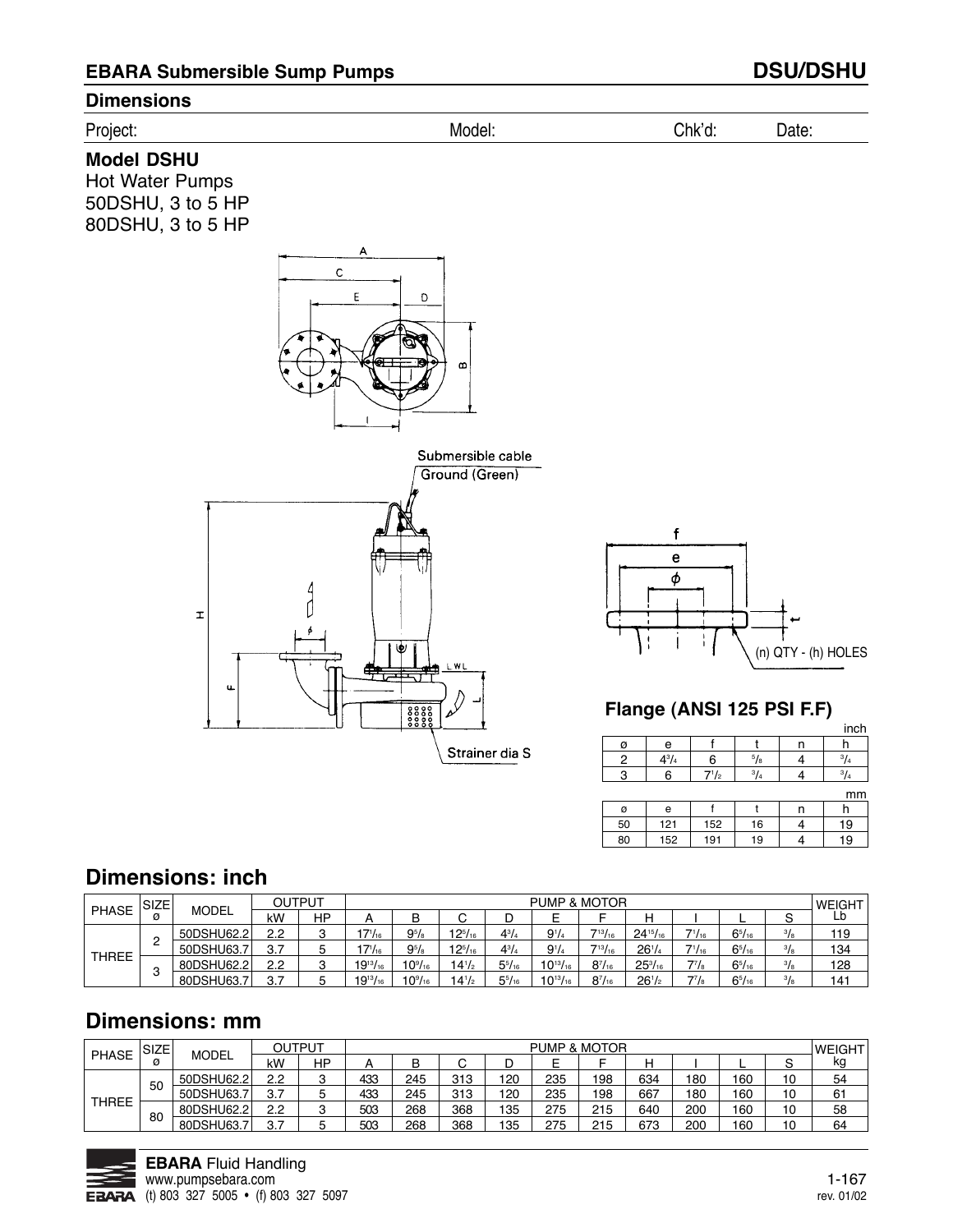## EBARA Submersible Sump Pumps — DSU/DSHU

### Dimensions

Project: Model: Chk'd: Date:

**Model DSHU**
Hot Water Pumps
50DSHU, 3 to 5 HP
80DSHU, 3 to 5 HP

Submersible cable
Ground (Green)

Strainer dia S

(n) QTY - (h) HOLES

### Flange (ANSI 125 PSI F.F)

inch

| ø | e | f | t | n | h |
|---|---|---|---|---|---|
| 2 | 4 3/4 | 6 | 5/8 | 4 | 3/4 |
| 3 | 6 | 7 1/2 | 3/4 | 4 | 3/4 |

mm

| ø | e | f | t | n | h |
|---|---|---|---|---|---|
| 50 | 121 | 152 | 16 | 4 | 19 |
| 80 | 152 | 191 | 19 | 4 | 19 |

## Dimensions: inch

| PHASE | SIZE ø | MODEL | OUTPUT kW | OUTPUT HP | A | B | C | D | E | F | H | I | L | S | WEIGHT Lb |
|---|---|---|---|---|---|---|---|---|---|---|---|---|---|---|---|
| THREE | 2 | 50DSHU62.2 | 2.2 | 3 | 17 1/16 | 9 5/8 | 12 5/16 | 4 3/4 | 9 1/4 | 7 13/16 | 24 15/16 | 7 1/16 | 6 5/16 | 3/8 | 119 |
| | | 50DSHU63.7 | 3.7 | 5 | 17 1/16 | 9 5/8 | 12 5/16 | 4 3/4 | 9 1/4 | 7 13/16 | 26 1/4 | 7 1/16 | 6 5/16 | 3/8 | 134 |
| | 3 | 80DSHU62.2 | 2.2 | 3 | 19 13/16 | 10 9/16 | 14 1/2 | 5 5/16 | 10 13/16 | 8 7/16 | 25 3/16 | 7 7/8 | 6 5/16 | 3/8 | 128 |
| | | 80DSHU63.7 | 3.7 | 5 | 19 13/16 | 10 9/16 | 14 1/2 | 5 5/16 | 10 13/16 | 8 7/16 | 26 1/2 | 7 7/8 | 6 5/16 | 3/8 | 141 |

## Dimensions: mm

| PHASE | SIZE ø | MODEL | OUTPUT kW | OUTPUT HP | A | B | C | D | E | F | H | I | L | S | WEIGHT kg |
|---|---|---|---|---|---|---|---|---|---|---|---|---|---|---|---|
| THREE | 50 | 50DSHU62.2 | 2.2 | 3 | 433 | 245 | 313 | 120 | 235 | 198 | 634 | 180 | 160 | 10 | 54 |
| | | 50DSHU63.7 | 3.7 | 5 | 433 | 245 | 313 | 120 | 235 | 198 | 667 | 180 | 160 | 10 | 61 |
| | 80 | 80DSHU62.2 | 2.2 | 3 | 503 | 268 | 368 | 135 | 275 | 215 | 640 | 200 | 160 | 10 | 58 |
| | | 80DSHU63.7 | 3.7 | 5 | 503 | 268 | 368 | 135 | 275 | 215 | 673 | 200 | 160 | 10 | 64 |

**EBARA** Fluid Handling
www.pumpsebara.com
(t) 803 327 5005 • (f) 803 327 5097

rev. 01/02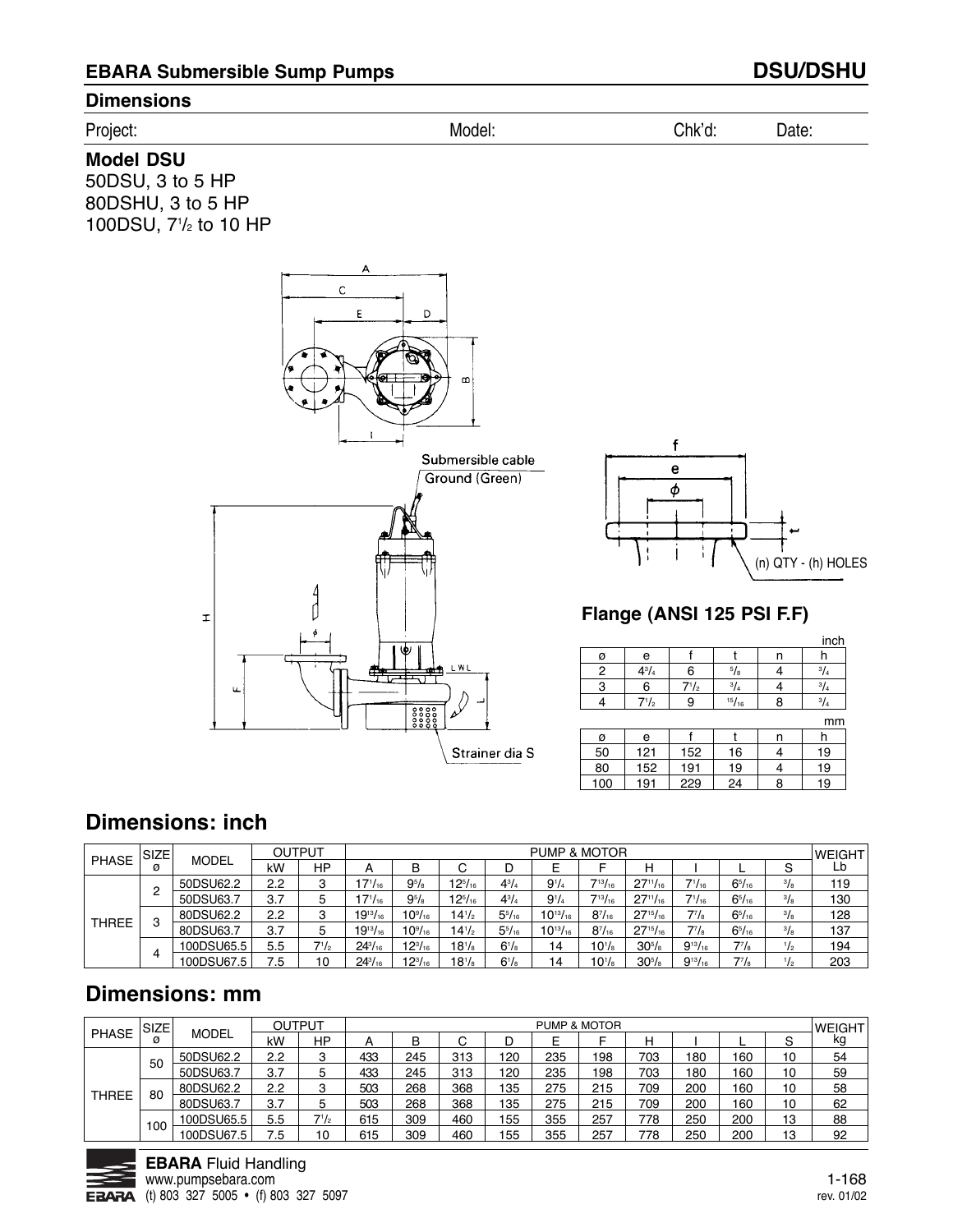## EBARA Submersible Sump Pumps

## DSU/DSHU

### Dimensions

Project: Model: Chk'd: Date:

**Model DSU**

50DSU, 3 to 5 HP
80DSHU, 3 to 5 HP
100DSU, 7 1/2 to 10 HP

Submersible cable
Ground (Green)
Strainer dia S
LWL
(n) QTY - (h) HOLES

### Flange (ANSI 125 PSI F.F)

inch

| ø | e | f | t | n | h |
|---|---|---|---|---|---|
| 2 | 4 3/4 | 6 | 5/8 | 4 | 3/4 |
| 3 | 6 | 7 1/2 | 3/4 | 4 | 3/4 |
| 4 | 7 1/2 | 9 | 15/16 | 8 | 3/4 |

mm

| ø | e | f | t | n | h |
|---|---|---|---|---|---|
| 50 | 121 | 152 | 16 | 4 | 19 |
| 80 | 152 | 191 | 19 | 4 | 19 |
| 100 | 191 | 229 | 24 | 8 | 19 |

## Dimensions: inch

| PHASE | SIZE ø | MODEL | OUTPUT | | PUMP & MOTOR | | | | | | | | | | WEIGHT |
|---|---|---|---|---|---|---|---|---|---|---|---|---|---|---|---|
| | | | kW | HP | A | B | C | D | E | F | H | I | L | S | Lb |
| THREE | 2 | 50DSU62.2 | 2.2 | 3 | 17 1/16 | 9 5/8 | 12 5/16 | 4 3/4 | 9 1/4 | 7 13/16 | 27 11/16 | 7 1/16 | 6 5/16 | 3/8 | 119 |
| | | 50DSU63.7 | 3.7 | 5 | 17 1/16 | 9 5/8 | 12 5/16 | 4 3/4 | 9 1/4 | 7 13/16 | 27 11/16 | 7 1/16 | 6 5/16 | 3/8 | 130 |
| | 3 | 80DSU62.2 | 2.2 | 3 | 19 13/16 | 10 9/16 | 14 1/2 | 5 5/16 | 10 13/16 | 8 7/16 | 27 15/16 | 7 7/8 | 6 5/16 | 3/8 | 128 |
| | | 80DSU63.7 | 3.7 | 5 | 19 13/16 | 10 9/16 | 14 1/2 | 5 5/16 | 10 13/16 | 8 7/16 | 27 15/16 | 7 7/8 | 6 5/16 | 3/8 | 137 |
| | 4 | 100DSU65.5 | 5.5 | 7 1/2 | 24 3/16 | 12 3/16 | 18 1/8 | 6 1/8 | 14 | 10 1/8 | 30 5/8 | 9 13/16 | 7 7/8 | 1/2 | 194 |
| | | 100DSU67.5 | 7.5 | 10 | 24 3/16 | 12 3/16 | 18 1/8 | 6 1/8 | 14 | 10 1/8 | 30 5/8 | 9 13/16 | 7 7/8 | 1/2 | 203 |

## Dimensions: mm

| PHASE | SIZE ø | MODEL | OUTPUT | | PUMP & MOTOR | | | | | | | | | | WEIGHT |
|---|---|---|---|---|---|---|---|---|---|---|---|---|---|---|---|
| | | | kW | HP | A | B | C | D | E | F | H | I | L | S | kg |
| THREE | 50 | 50DSU62.2 | 2.2 | 3 | 433 | 245 | 313 | 120 | 235 | 198 | 703 | 180 | 160 | 10 | 54 |
| | | 50DSU63.7 | 3.7 | 5 | 433 | 245 | 313 | 120 | 235 | 198 | 703 | 180 | 160 | 10 | 59 |
| | 80 | 80DSU62.2 | 2.2 | 3 | 503 | 268 | 368 | 135 | 275 | 215 | 709 | 200 | 160 | 10 | 58 |
| | | 80DSU63.7 | 3.7 | 5 | 503 | 268 | 368 | 135 | 275 | 215 | 709 | 200 | 160 | 10 | 62 |
| | 100 | 100DSU65.5 | 5.5 | 7 1/2 | 615 | 309 | 460 | 155 | 355 | 257 | 778 | 250 | 200 | 13 | 88 |
| | | 100DSU67.5 | 7.5 | 10 | 615 | 309 | 460 | 155 | 355 | 257 | 778 | 250 | 200 | 13 | 92 |

**EBARA** Fluid Handling
www.pumpsebara.com
(t) 803 327 5005 • (f) 803 327 5097

rev. 01/02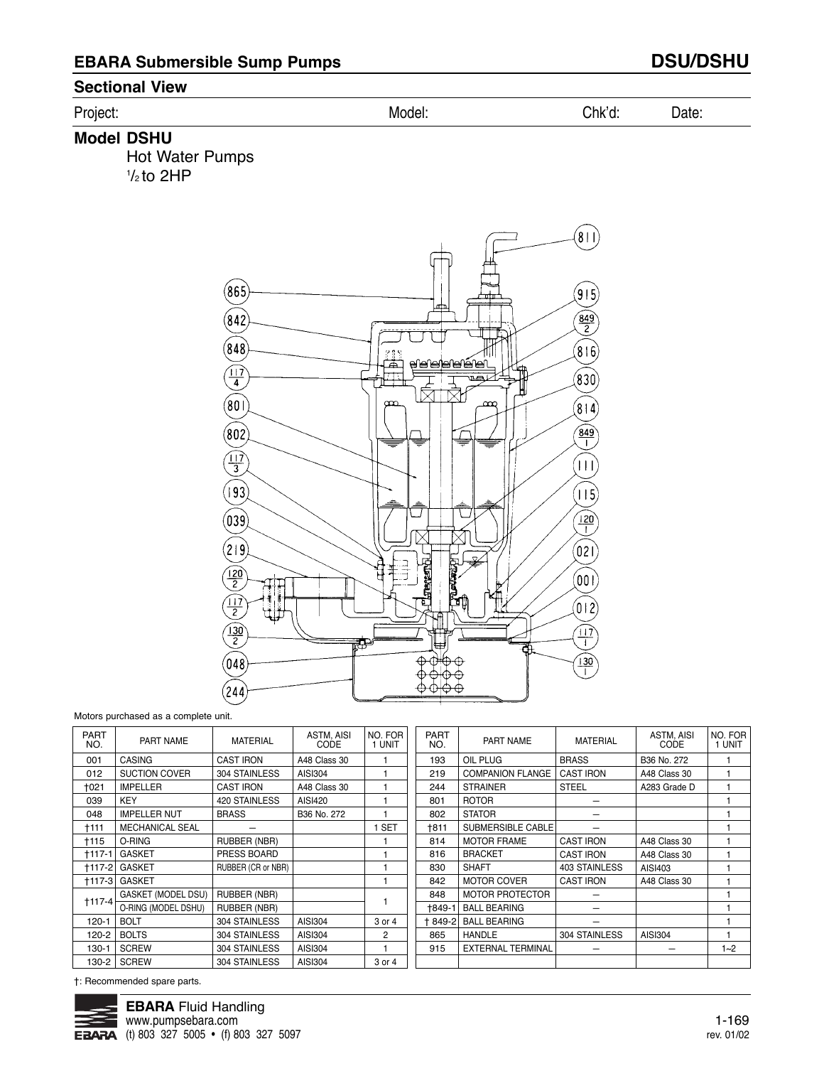## EBARA Submersible Sump Pumps DSU/DSHU

### Sectional View

Project: Model: Chk'd: Date:

### Model DSHU

Hot Water Pumps
½ to 2HP

Motors purchased as a complete unit.

| PART NO. | PART NAME | MATERIAL | ASTM, AISI CODE | NO. FOR 1 UNIT |
|---|---|---|---|---|
| 001 | CASING | CAST IRON | A48 Class 30 | 1 |
| 012 | SUCTION COVER | 304 STAINLESS | AISI304 | 1 |
| †021 | IMPELLER | CAST IRON | A48 Class 30 | 1 |
| 039 | KEY | 420 STAINLESS | AISI420 | 1 |
| 048 | IMPELLER NUT | BRASS | B36 No. 272 | 1 |
| †111 | MECHANICAL SEAL | — | | 1 SET |
| †115 | O-RING | RUBBER (NBR) | | 1 |
| †117-1 | GASKET | PRESS BOARD | | 1 |
| †117-2 | GASKET | RUBBER (CR or NBR) | | 1 |
| †117-3 | GASKET | | | 1 |
| †117-4 | GASKET (MODEL DSU) | RUBBER (NBR) | | 1 |
| | O-RING (MODEL DSHU) | RUBBER (NBR) | | |
| 120-1 | BOLT | 304 STAINLESS | AISI304 | 3 or 4 |
| 120-2 | BOLTS | 304 STAINLESS | AISI304 | 2 |
| 130-1 | SCREW | 304 STAINLESS | AISI304 | 1 |
| 130-2 | SCREW | 304 STAINLESS | AISI304 | 3 or 4 |

| PART NO. | PART NAME | MATERIAL | ASTM, AISI CODE | NO. FOR 1 UNIT |
|---|---|---|---|---|
| 193 | OIL PLUG | BRASS | B36 No. 272 | 1 |
| 219 | COMPANION FLANGE | CAST IRON | A48 Class 30 | 1 |
| 244 | STRAINER | STEEL | A283 Grade D | 1 |
| 801 | ROTOR | — | | 1 |
| 802 | STATOR | — | | 1 |
| †811 | SUBMERSIBLE CABLE | — | | 1 |
| 814 | MOTOR FRAME | CAST IRON | A48 Class 30 | 1 |
| 816 | BRACKET | CAST IRON | A48 Class 30 | 1 |
| 830 | SHAFT | 403 STAINLESS | AISI403 | 1 |
| 842 | MOTOR COVER | CAST IRON | A48 Class 30 | 1 |
| 848 | MOTOR PROTECTOR | — | | 1 |
| †849-1 | BALL BEARING | — | | 1 |
| † 849-2 | BALL BEARING | — | | 1 |
| 865 | HANDLE | 304 STAINLESS | AISI304 | 1 |
| 915 | EXTERNAL TERMINAL | — | — | 1~2 |

†: Recommended spare parts.

**EBARA** Fluid Handling
www.pumpsebara.com
(t) 803 327 5005 • (f) 803 327 5097

rev. 01/02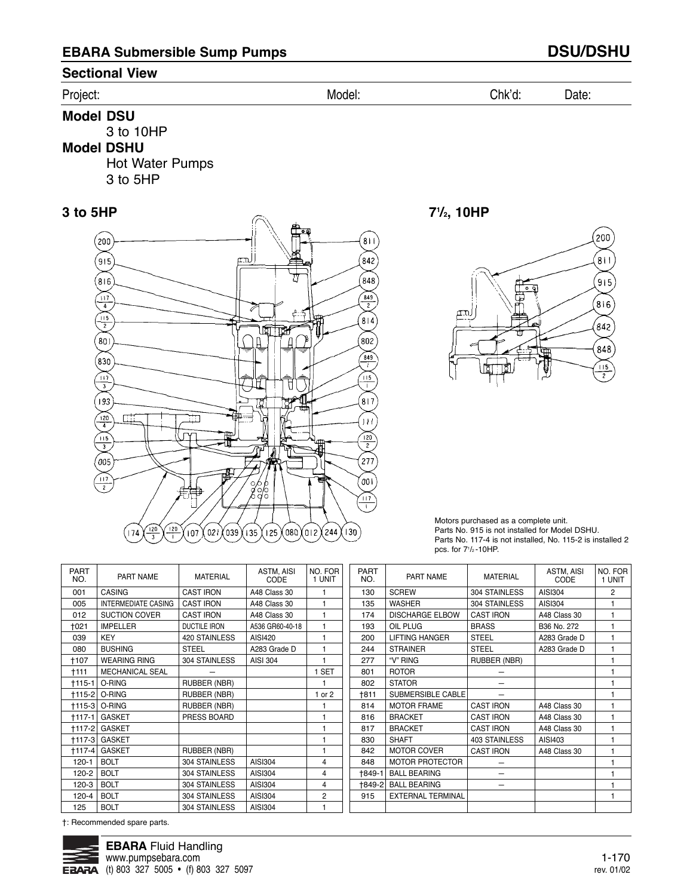## EBARA Submersible Sump Pumps DSU/DSHU

### Sectional View

Project: Model: Chk'd: Date:

**Model DSU**
3 to 10HP

**Model DSHU**
Hot Water Pumps
3 to 5HP

**3 to 5HP**

200
915
816
117-4
115-2
801
830
117-3
193
120-4
115-3
005
117-2
174
120-3
120-1
107
021
039
135
125
080
012
244
130
811
842
848
849-2
814
802
849-1
115-1
817
111
120-2
277
001
117-1

**7½, 10HP**

200
811
915
816
842
848
115-2

Motors purchased as a complete unit.
Parts No. 915 is not installed for Model DSHU.
Parts No. 117-4 is not installed, No. 115-2 is installed 2 pcs. for 7½-10HP.

| PART NO. | PART NAME | MATERIAL | ASTM, AISI CODE | NO. FOR 1 UNIT |
|---|---|---|---|---|
| 001 | CASING | CAST IRON | A48 Class 30 | 1 |
| 005 | INTERMEDIATE CASING | CAST IRON | A48 Class 30 | 1 |
| 012 | SUCTION COVER | CAST IRON | A48 Class 30 | 1 |
| †021 | IMPELLER | DUCTILE IRON | A536 GR60-40-18 | 1 |
| 039 | KEY | 420 STAINLESS | AISI420 | 1 |
| 080 | BUSHING | STEEL | A283 Grade D | 1 |
| †107 | WEARING RING | 304 STAINLESS | AISI 304 | 1 |
| †111 | MECHANICAL SEAL | – | | 1 SET |
| †115-1 | O-RING | RUBBER (NBR) | | 1 |
| †115-2 | O-RING | RUBBER (NBR) | | 1 or 2 |
| †115-3 | O-RING | RUBBER (NBR) | | 1 |
| †117-1 | GASKET | PRESS BOARD | | 1 |
| †117-2 | GASKET | | | 1 |
| †117-3 | GASKET | | | 1 |
| †117-4 | GASKET | RUBBER (NBR) | | 1 |
| 120-1 | BOLT | 304 STAINLESS | AISI304 | 4 |
| 120-2 | BOLT | 304 STAINLESS | AISI304 | 4 |
| 120-3 | BOLT | 304 STAINLESS | AISI304 | 4 |
| 120-4 | BOLT | 304 STAINLESS | AISI304 | 2 |
| 125 | BOLT | 304 STAINLESS | AISI304 | 1 |

| PART NO. | PART NAME | MATERIAL | ASTM, AISI CODE | NO. FOR 1 UNIT |
|---|---|---|---|---|
| 130 | SCREW | 304 STAINLESS | AISI304 | 2 |
| 135 | WASHER | 304 STAINLESS | AISI304 | 1 |
| 174 | DISCHARGE ELBOW | CAST IRON | A48 Class 30 | 1 |
| 193 | OIL PLUG | BRASS | B36 No. 272 | 1 |
| 200 | LIFTING HANGER | STEEL | A283 Grade D | 1 |
| 244 | STRAINER | STEEL | A283 Grade D | 1 |
| 277 | "V" RING | RUBBER (NBR) | | 1 |
| 801 | ROTOR | – | | 1 |
| 802 | STATOR | – | | 1 |
| †811 | SUBMERSIBLE CABLE | – | | 1 |
| 814 | MOTOR FRAME | CAST IRON | A48 Class 30 | 1 |
| 816 | BRACKET | CAST IRON | A48 Class 30 | 1 |
| 817 | BRACKET | CAST IRON | A48 Class 30 | 1 |
| 830 | SHAFT | 403 STAINLESS | AISI403 | 1 |
| 842 | MOTOR COVER | CAST IRON | A48 Class 30 | 1 |
| 848 | MOTOR PROTECTOR | – | | 1 |
| †849-1 | BALL BEARING | – | | 1 |
| †849-2 | BALL BEARING | – | | 1 |
| 915 | EXTERNAL TERMINAL | | | 1 |

†: Recommended spare parts.

**EBARA** Fluid Handling
www.pumpsebara.com
(t) 803 327 5005 • (f) 803 327 5097

1-170
rev. 01/02